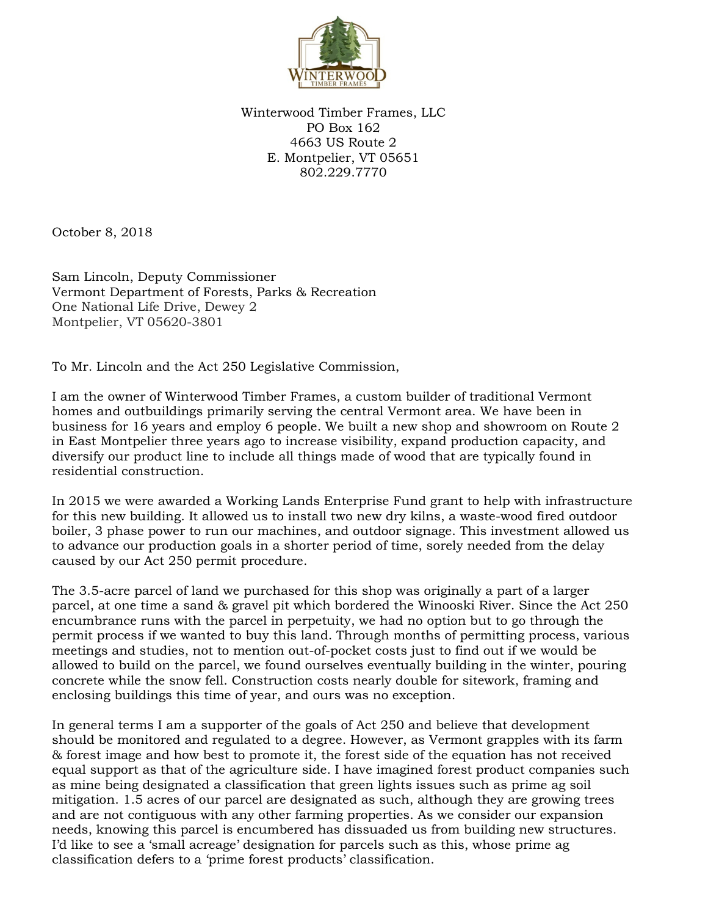Winterwood Timber Frames, LLC
PO Box 162
4663 US Route 2
E. Montpelier, VT 05651
802.229.7770

October 8, 2018

Sam Lincoln, Deputy Commissioner
Vermont Department of Forests, Parks & Recreation
One National Life Drive, Dewey 2
Montpelier, VT 05620-3801

To Mr. Lincoln and the Act 250 Legislative Commission,

I am the owner of Winterwood Timber Frames, a custom builder of traditional Vermont homes and outbuildings primarily serving the central Vermont area. We have been in business for 16 years and employ 6 people. We built a new shop and showroom on Route 2 in East Montpelier three years ago to increase visibility, expand production capacity, and diversify our product line to include all things made of wood that are typically found in residential construction.

In 2015 we were awarded a Working Lands Enterprise Fund grant to help with infrastructure for this new building. It allowed us to install two new dry kilns, a waste-wood fired outdoor boiler, 3 phase power to run our machines, and outdoor signage. This investment allowed us to advance our production goals in a shorter period of time, sorely needed from the delay caused by our Act 250 permit procedure.

The 3.5-acre parcel of land we purchased for this shop was originally a part of a larger parcel, at one time a sand & gravel pit which bordered the Winooski River. Since the Act 250 encumbrance runs with the parcel in perpetuity, we had no option but to go through the permit process if we wanted to buy this land. Through months of permitting process, various meetings and studies, not to mention out-of-pocket costs just to find out if we would be allowed to build on the parcel, we found ourselves eventually building in the winter, pouring concrete while the snow fell. Construction costs nearly double for sitework, framing and enclosing buildings this time of year, and ours was no exception.

In general terms I am a supporter of the goals of Act 250 and believe that development should be monitored and regulated to a degree. However, as Vermont grapples with its farm & forest image and how best to promote it, the forest side of the equation has not received equal support as that of the agriculture side. I have imagined forest product companies such as mine being designated a classification that green lights issues such as prime ag soil mitigation. 1.5 acres of our parcel are designated as such, although they are growing trees and are not contiguous with any other farming properties. As we consider our expansion needs, knowing this parcel is encumbered has dissuaded us from building new structures. I'd like to see a 'small acreage' designation for parcels such as this, whose prime ag classification defers to a 'prime forest products' classification.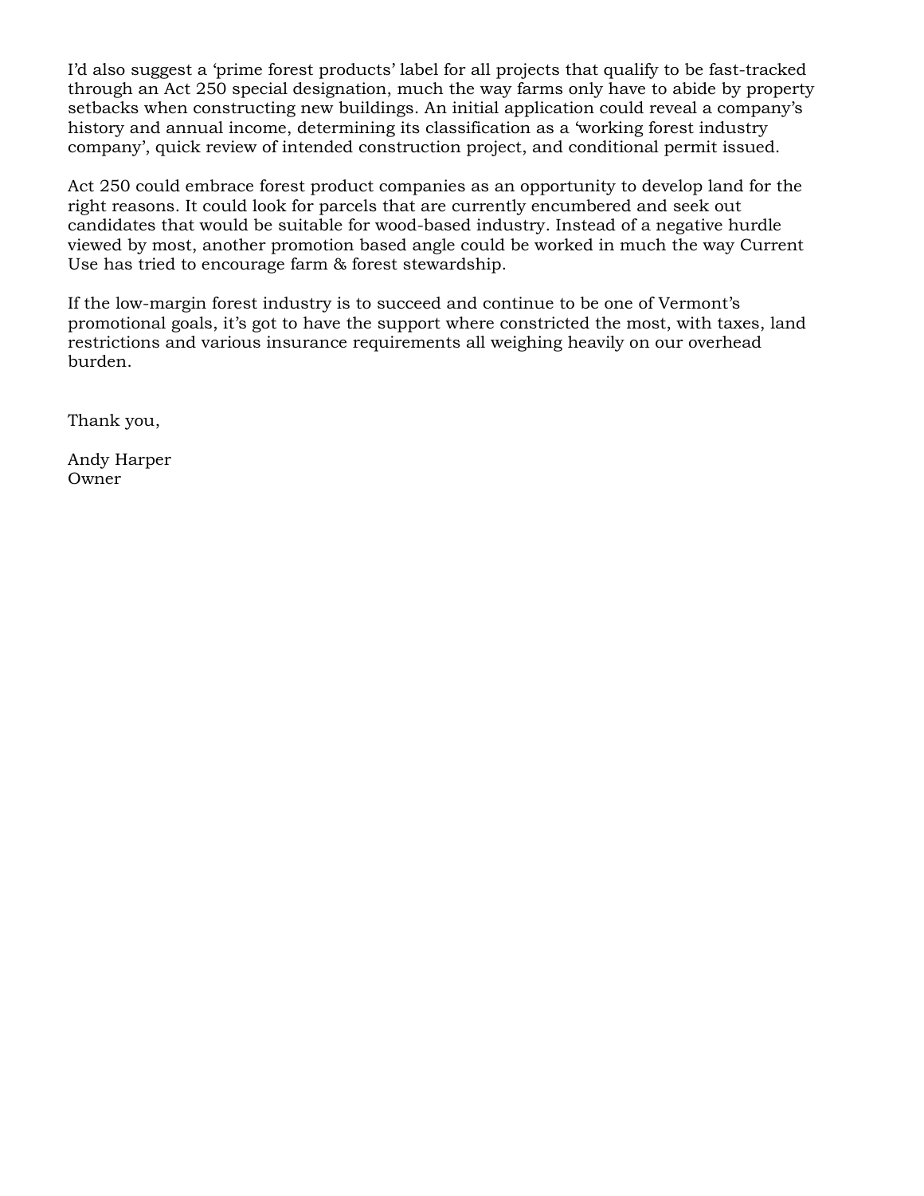I’d also suggest a ‘prime forest products’ label for all projects that qualify to be fast-tracked through an Act 250 special designation, much the way farms only have to abide by property setbacks when constructing new buildings. An initial application could reveal a company’s history and annual income, determining its classification as a ‘working forest industry company’, quick review of intended construction project, and conditional permit issued.

Act 250 could embrace forest product companies as an opportunity to develop land for the right reasons. It could look for parcels that are currently encumbered and seek out candidates that would be suitable for wood-based industry. Instead of a negative hurdle viewed by most, another promotion based angle could be worked in much the way Current Use has tried to encourage farm & forest stewardship.

If the low-margin forest industry is to succeed and continue to be one of Vermont’s promotional goals, it’s got to have the support where constricted the most, with taxes, land restrictions and various insurance requirements all weighing heavily on our overhead burden.

Thank you,

Andy Harper
Owner